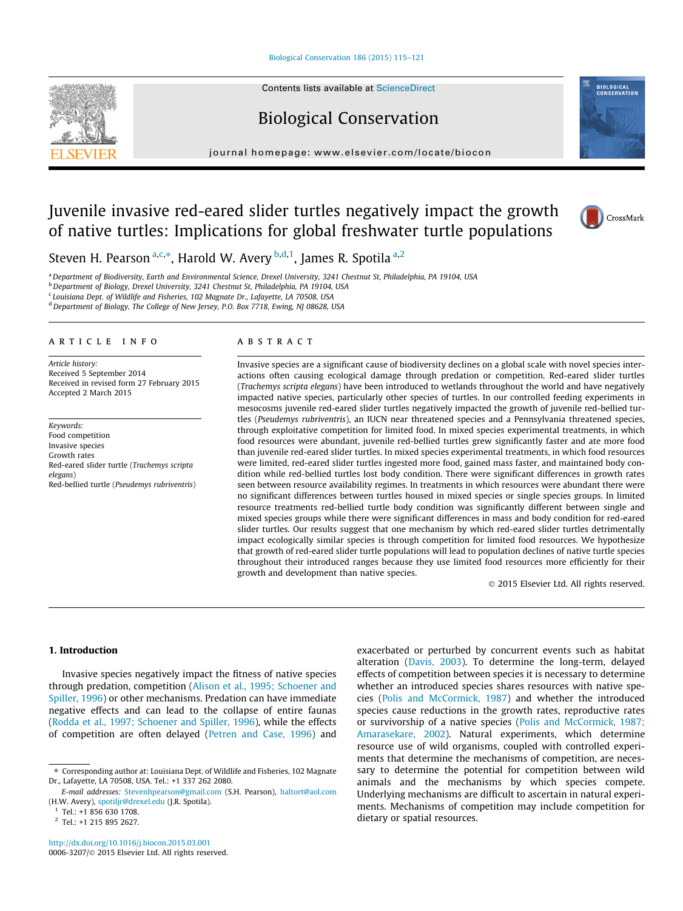# Juvenile invasive red-eared slider turtles negatively impact the growth of native turtles: Implications for global freshwater turtle populations

Steven H. Pearson [a,c,*], Harold W. Avery [b,d,1], James R. Spotila [a,2]

[a] Department of Biodiversity, Earth and Environmental Science, Drexel University, 3241 Chestnut St, Philadelphia, PA 19104, USA
[b] Department of Biology, Drexel University, 3241 Chestnut St, Philadelphia, PA 19104, USA
[c] Louisiana Dept. of Wildlife and Fisheries, 102 Magnate Dr., Lafayette, LA 70508, USA
[d] Department of Biology, The College of New Jersey, P.O. Box 7718, Ewing, NJ 08628, USA

## ARTICLE INFO

*Article history:*
Received 5 September 2014
Received in revised form 27 February 2015
Accepted 2 March 2015

*Keywords:*
Food competition
Invasive species
Growth rates
Red-eared slider turtle (*Trachemys scripta elegans*)
Red-bellied turtle (*Pseudemys rubriventris*)

## ABSTRACT

Invasive species are a significant cause of biodiversity declines on a global scale with novel species interactions often causing ecological damage through predation or competition. Red-eared slider turtles (*Trachemys scripta elegans*) have been introduced to wetlands throughout the world and have negatively impacted native species, particularly other species of turtles. In our controlled feeding experiments in mesocosms juvenile red-eared slider turtles negatively impacted the growth of juvenile red-bellied turtles (*Pseudemys rubriventris*), an IUCN near threatened species and a Pennsylvania threatened species, through exploitative competition for limited food. In mixed species experimental treatments, in which food resources were abundant, juvenile red-bellied turtles grew significantly faster and ate more food than juvenile red-eared slider turtles. In mixed species experimental treatments, in which food resources were limited, red-eared slider turtles ingested more food, gained mass faster, and maintained body condition while red-bellied turtles lost body condition. There were significant differences in growth rates seen between resource availability regimes. In treatments in which resources were abundant there were no significant differences between turtles housed in mixed species or single species groups. In limited resource treatments red-bellied turtle body condition was significantly different between single and mixed species groups while there were significant differences in mass and body condition for red-eared slider turtles. Our results suggest that one mechanism by which red-eared slider turtles detrimentally impact ecologically similar species is through competition for limited food resources. We hypothesize that growth of red-eared slider turtle populations will lead to population declines of native turtle species throughout their introduced ranges because they use limited food resources more efficiently for their growth and development than native species.

© 2015 Elsevier Ltd. All rights reserved.

## 1. Introduction

Invasive species negatively impact the fitness of native species through predation, competition (Alison et al., 1995; Schoener and Spiller, 1996) or other mechanisms. Predation can have immediate negative effects and can lead to the collapse of entire faunas (Rodda et al., 1997; Schoener and Spiller, 1996), while the effects of competition are often delayed (Petren and Case, 1996) and exacerbated or perturbed by concurrent events such as habitat alteration (Davis, 2003). To determine the long-term, delayed effects of competition between species it is necessary to determine whether an introduced species shares resources with native species (Polis and McCormick, 1987) and whether the introduced species cause reductions in the growth rates, reproductive rates or survivorship of a native species (Polis and McCormick, 1987; Amarasekare, 2002). Natural experiments, which determine resource use of wild organisms, coupled with controlled experiments that determine the mechanisms of competition, are necessary to determine the potential for competition between wild animals and the mechanisms by which species compete. Underlying mechanisms are difficult to ascertain in natural experiments. Mechanisms of competition may include competition for dietary or spatial resources.

\* Corresponding author at: Louisiana Dept. of Wildlife and Fisheries, 102 Magnate Dr., Lafayette, LA 70508, USA. Tel.: +1 337 262 2080.
*E-mail addresses:* Stevenhpearson@gmail.com (S.H. Pearson), haltort@aol.com (H.W. Avery), spotiljr@drexel.edu (J.R. Spotila).
[1] Tel.: +1 856 630 1708.
[2] Tel.: +1 215 895 2627.

http://dx.doi.org/10.1016/j.biocon.2015.03.001
0006-3207/© 2015 Elsevier Ltd. All rights reserved.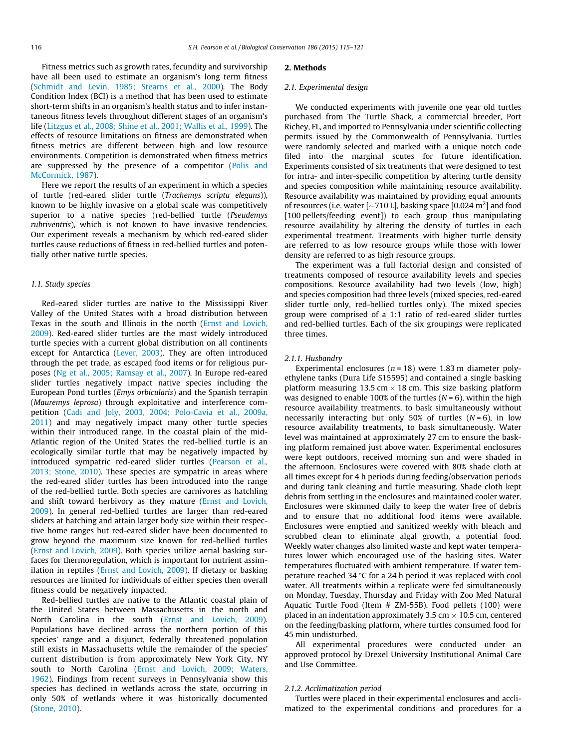Fitness metrics such as growth rates, fecundity and survivorship have all been used to estimate an organism's long term fitness (Schmidt and Levin, 1985; Stearns et al., 2000). The Body Condition Index (BCI) is a method that has been used to estimate short-term shifts in an organism's health status and to infer instantaneous fitness levels throughout different stages of an organism's life (Litzgus et al., 2008; Shine et al., 2001; Wallis et al., 1999). The effects of resource limitations on fitness are demonstrated when fitness metrics are different between high and low resource environments. Competition is demonstrated when fitness metrics are suppressed by the presence of a competitor (Polis and McCormick, 1987).

Here we report the results of an experiment in which a species of turtle (red-eared slider turtle (*Trachemys scripta elegans*)), known to be highly invasive on a global scale was competitively superior to a native species (red-bellied turtle (*Pseudemys rubriventris*), which is not known to have invasive tendencies. Our experiment reveals a mechanism by which red-eared slider turtles cause reductions of fitness in red-bellied turtles and potentially other native turtle species.

### 1.1. Study species

Red-eared slider turtles are native to the Mississippi River Valley of the United States with a broad distribution between Texas in the south and Illinois in the north (Ernst and Lovich, 2009). Red-eared slider turtles are the most widely introduced turtle species with a current global distribution on all continents except for Antarctica (Lever, 2003). They are often introduced through the pet trade, as escaped food items or for religious purposes (Ng et al., 2005; Ramsay et al., 2007). In Europe red-eared slider turtles negatively impact native species including the European Pond turtles (*Emys orbicularis*) and the Spanish terrapin (*Mauremys leprosa*) through exploitative and interference competition (Cadi and Joly, 2003, 2004; Polo-Cavia et al., 2009a, 2011) and may negatively impact many other turtle species within their introduced range. In the coastal plain of the mid-Atlantic region of the United States the red-bellied turtle is an ecologically similar turtle that may be negatively impacted by introduced sympatric red-eared slider turtles (Pearson et al., 2013; Stone, 2010). These species are sympatric in areas where the red-eared slider turtles has been introduced into the range of the red-bellied turtle. Both species are carnivores as hatchling and shift toward herbivory as they mature (Ernst and Lovich, 2009). In general red-bellied turtles are larger than red-eared sliders at hatching and attain larger body size within their respective home ranges but red-eared slider have been documented to grow beyond the maximum size known for red-bellied turtles (Ernst and Lovich, 2009). Both species utilize aerial basking surfaces for thermoregulation, which is important for nutrient assimilation in reptiles (Ernst and Lovich, 2009). If dietary or basking resources are limited for individuals of either species then overall fitness could be negatively impacted.

Red-bellied turtles are native to the Atlantic coastal plain of the United States between Massachusetts in the north and North Carolina in the south (Ernst and Lovich, 2009). Populations have declined across the northern portion of this species' range and a disjunct, federally threatened population still exists in Massachusetts while the remainder of the species' current distribution is from approximately New York City, NY south to North Carolina (Ernst and Lovich, 2009; Waters, 1962). Findings from recent surveys in Pennsylvania show this species has declined in wetlands across the state, occurring in only 50% of wetlands where it was historically documented (Stone, 2010).

## 2. Methods

### 2.1. Experimental design

We conducted experiments with juvenile one year old turtles purchased from The Turtle Shack, a commercial breeder, Port Richey, FL, and imported to Pennsylvania under scientific collecting permits issued by the Commonwealth of Pennsylvania. Turtles were randomly selected and marked with a unique notch code filed into the marginal scutes for future identification. Experiments consisted of six treatments that were designed to test for intra- and inter-specific competition by altering turtle density and species composition while maintaining resource availability. Resource availability was maintained by providing equal amounts of resources (i.e. water [~710 L], basking space [0.024 $m^2$] and food [100 pellets/feeding event]) to each group thus manipulating resource availability by altering the density of turtles in each experimental treatment. Treatments with higher turtle density are referred to as low resource groups while those with lower density are referred to as high resource groups.

The experiment was a full factorial design and consisted of treatments composed of resource availability levels and species compositions. Resource availability had two levels (low, high) and species composition had three levels (mixed species, red-eared slider turtle only, red-bellied turtles only). The mixed species group were comprised of a 1:1 ratio of red-eared slider turtles and red-bellied turtles. Each of the six groupings were replicated three times.

#### 2.1.1. Husbandry

Experimental enclosures ($n = 18$) were 1.83 m diameter polyethylene tanks (Dura Life S15595) and contained a single basking platform measuring 13.5 cm × 18 cm. This size basking platform was designed to enable 100% of the turtles ($N = 6$), within the high resource availability treatments, to bask simultaneously without necessarily interacting but only 50% of turtles ($N = 6$), in low resource availability treatments, to bask simultaneously. Water level was maintained at approximately 27 cm to ensure the basking platform remained just above water. Experimental enclosures were kept outdoors, received morning sun and were shaded in the afternoon. Enclosures were covered with 80% shade cloth at all times except for 4 h periods during feeding/observation periods and during tank cleaning and turtle measuring. Shade cloth kept debris from settling in the enclosures and maintained cooler water. Enclosures were skimmed daily to keep the water free of debris and to ensure that no additional food items were available. Enclosures were emptied and sanitized weekly with bleach and scrubbed clean to eliminate algal growth, a potential food. Weekly water changes also limited waste and kept water temperatures lower which encouraged use of the basking sites. Water temperatures fluctuated with ambient temperature. If water temperature reached 34 °C for a 24 h period it was replaced with cool water. All treatments within a replicate were fed simultaneously on Monday, Tuesday, Thursday and Friday with Zoo Med Natural Aquatic Turtle Food (Item # ZM-55B). Food pellets (100) were placed in an indentation approximately 3.5 cm × 10.5 cm, centered on the feeding/basking platform, where turtles consumed food for 45 min undisturbed.

All experimental procedures were conducted under an approved protocol by Drexel University Institutional Animal Care and Use Committee.

#### 2.1.2. Acclimatization period

Turtles were placed in their experimental enclosures and acclimatized to the experimental conditions and procedures for a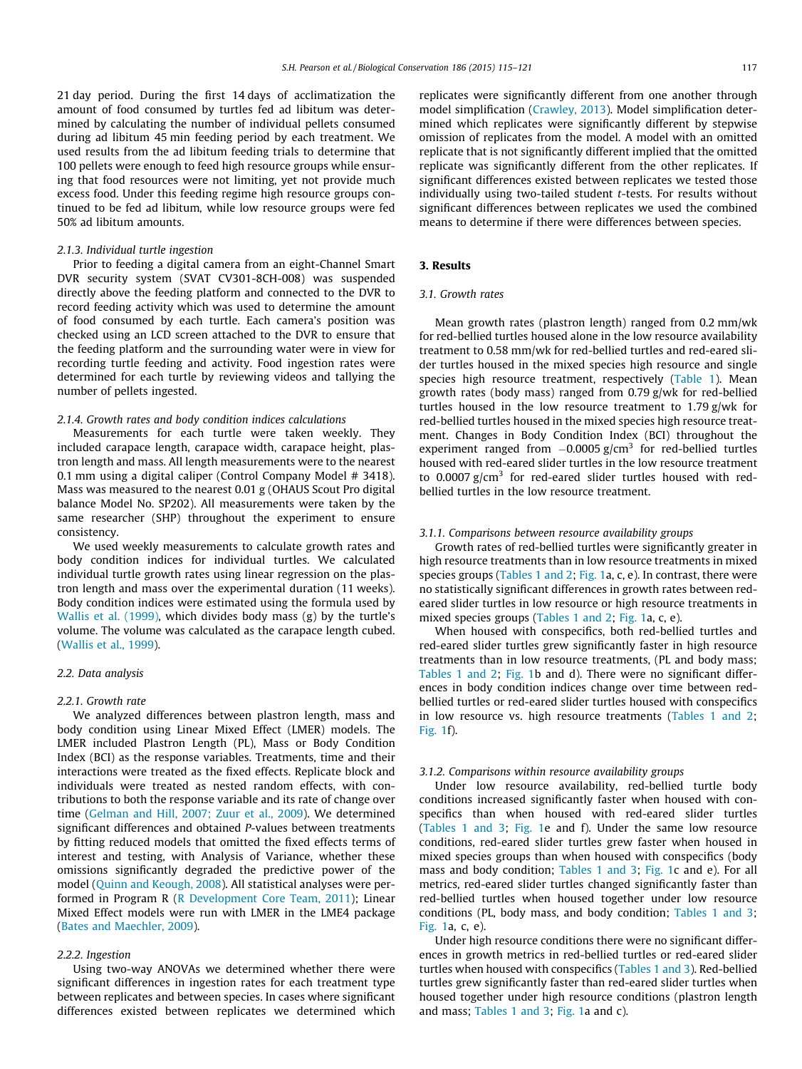21 day period. During the first 14 days of acclimatization the amount of food consumed by turtles fed ad libitum was determined by calculating the number of individual pellets consumed during ad libitum 45 min feeding period by each treatment. We used results from the ad libitum feeding trials to determine that 100 pellets were enough to feed high resource groups while ensuring that food resources were not limiting, yet not provide much excess food. Under this feeding regime high resource groups continued to be fed ad libitum, while low resource groups were fed 50% ad libitum amounts.

#### 2.1.3. Individual turtle ingestion

Prior to feeding a digital camera from an eight-Channel Smart DVR security system (SVAT CV301-8CH-008) was suspended directly above the feeding platform and connected to the DVR to record feeding activity which was used to determine the amount of food consumed by each turtle. Each camera's position was checked using an LCD screen attached to the DVR to ensure that the feeding platform and the surrounding water were in view for recording turtle feeding and activity. Food ingestion rates were determined for each turtle by reviewing videos and tallying the number of pellets ingested.

#### 2.1.4. Growth rates and body condition indices calculations

Measurements for each turtle were taken weekly. They included carapace length, carapace width, carapace height, plastron length and mass. All length measurements were to the nearest 0.1 mm using a digital caliper (Control Company Model # 3418). Mass was measured to the nearest 0.01 g (OHAUS Scout Pro digital balance Model No. SP202). All measurements were taken by the same researcher (SHP) throughout the experiment to ensure consistency.

We used weekly measurements to calculate growth rates and body condition indices for individual turtles. We calculated individual turtle growth rates using linear regression on the plastron length and mass over the experimental duration (11 weeks). Body condition indices were estimated using the formula used by Wallis et al. (1999), which divides body mass (g) by the turtle's volume. The volume was calculated as the carapace length cubed. (Wallis et al., 1999).

### 2.2. Data analysis

#### 2.2.1. Growth rate

We analyzed differences between plastron length, mass and body condition using Linear Mixed Effect (LMER) models. The LMER included Plastron Length (PL), Mass or Body Condition Index (BCI) as the response variables. Treatments, time and their interactions were treated as the fixed effects. Replicate block and individuals were treated as nested random effects, with contributions to both the response variable and its rate of change over time (Gelman and Hill, 2007; Zuur et al., 2009). We determined significant differences and obtained *P*-values between treatments by fitting reduced models that omitted the fixed effects terms of interest and testing, with Analysis of Variance, whether these omissions significantly degraded the predictive power of the model (Quinn and Keough, 2008). All statistical analyses were performed in Program R (R Development Core Team, 2011); Linear Mixed Effect models were run with LMER in the LME4 package (Bates and Maechler, 2009).

#### 2.2.2. Ingestion

Using two-way ANOVAs we determined whether there were significant differences in ingestion rates for each treatment type between replicates and between species. In cases where significant differences existed between replicates we determined which replicates were significantly different from one another through model simplification (Crawley, 2013). Model simplification determined which replicates were significantly different by stepwise omission of replicates from the model. A model with an omitted replicate that is not significantly different implied that the omitted replicate was significantly different from the other replicates. If significant differences existed between replicates we tested those individually using two-tailed student *t*-tests. For results without significant differences between replicates we used the combined means to determine if there were differences between species.

## 3. Results

### 3.1. Growth rates

Mean growth rates (plastron length) ranged from 0.2 mm/wk for red-bellied turtles housed alone in the low resource availability treatment to 0.58 mm/wk for red-bellied turtles and red-eared slider turtles housed in the mixed species high resource and single species high resource treatment, respectively (Table 1). Mean growth rates (body mass) ranged from 0.79 g/wk for red-bellied turtles housed in the low resource treatment to 1.79 g/wk for red-bellied turtles housed in the mixed species high resource treatment. Changes in Body Condition Index (BCI) throughout the experiment ranged from $-0.0005$ g/cm$^3$ for red-bellied turtles housed with red-eared slider turtles in the low resource treatment to 0.0007 g/cm$^3$ for red-eared slider turtles housed with red-bellied turtles in the low resource treatment.

#### 3.1.1. Comparisons between resource availability groups

Growth rates of red-bellied turtles were significantly greater in high resource treatments than in low resource treatments in mixed species groups (Tables 1 and 2; Fig. 1a, c, e). In contrast, there were no statistically significant differences in growth rates between red-eared slider turtles in low resource or high resource treatments in mixed species groups (Tables 1 and 2; Fig. 1a, c, e).

When housed with conspecifics, both red-bellied turtles and red-eared slider turtles grew significantly faster in high resource treatments than in low resource treatments, (PL and body mass; Tables 1 and 2; Fig. 1b and d). There were no significant differences in body condition indices change over time between red-bellied turtles or red-eared slider turtles housed with conspecifics in low resource vs. high resource treatments (Tables 1 and 2; Fig. 1f).

#### 3.1.2. Comparisons within resource availability groups

Under low resource availability, red-bellied turtle body conditions increased significantly faster when housed with conspecifics than when housed with red-eared slider turtles (Tables 1 and 3; Fig. 1e and f). Under the same low resource conditions, red-eared slider turtles grew faster when housed in mixed species groups than when housed with conspecifics (body mass and body condition; Tables 1 and 3; Fig. 1c and e). For all metrics, red-eared slider turtles changed significantly faster than red-bellied turtles when housed together under low resource conditions (PL, body mass, and body condition; Tables 1 and 3; Fig. 1a, c, e).

Under high resource conditions there were no significant differences in growth metrics in red-bellied turtles or red-eared slider turtles when housed with conspecifics (Tables 1 and 3). Red-bellied turtles grew significantly faster than red-eared slider turtles when housed together under high resource conditions (plastron length and mass; Tables 1 and 3; Fig. 1a and c).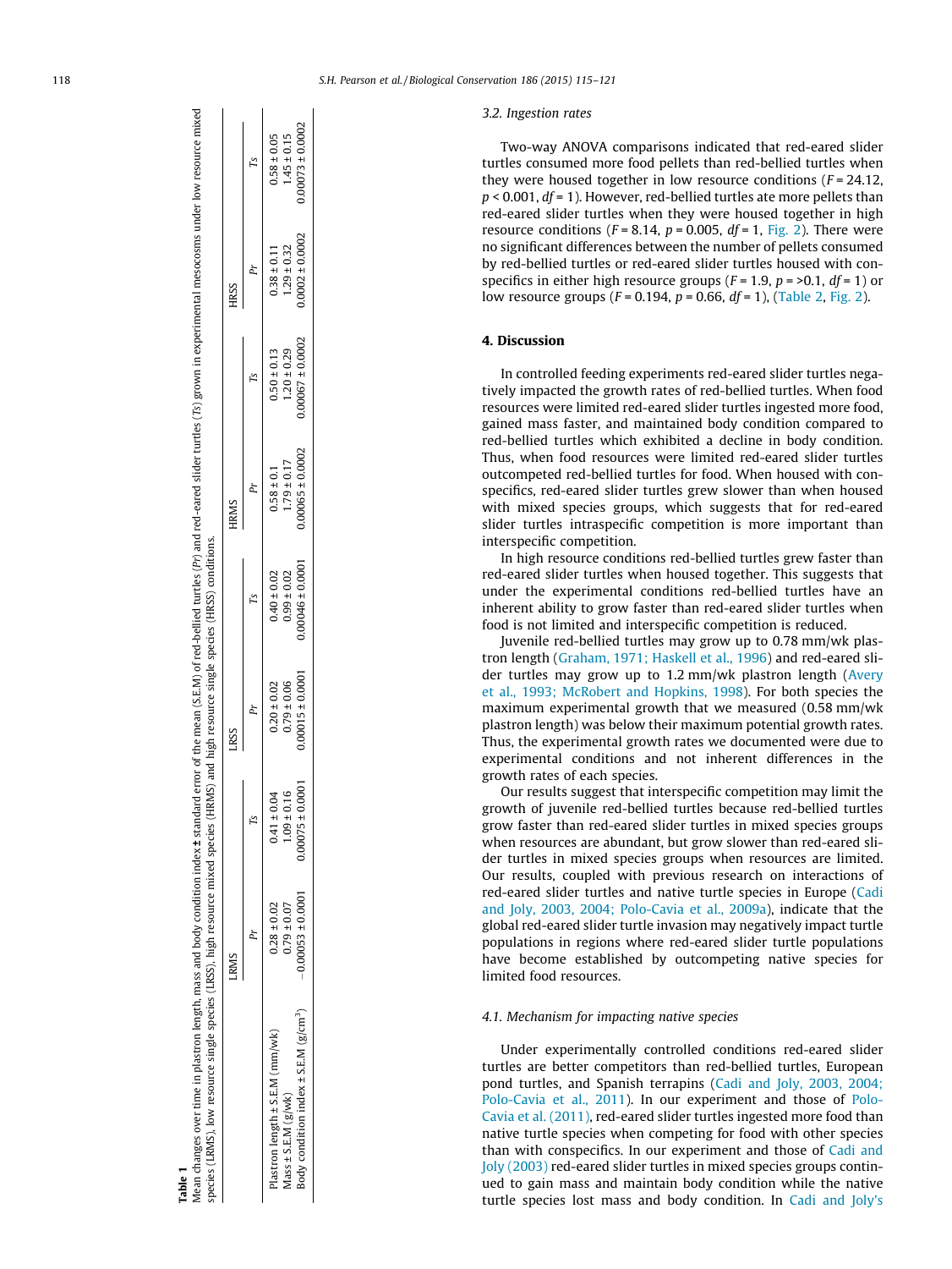**Table 1**

Mean changes over time in plastron length, mass and body condition index ± standard error of the mean (S.E.M) of red-bellied turtles (*Pr*) and red-eared slider turtles (*Ts*) grown in experimental mesocosms under low resource mixed species (LRMS), low resource single species (LRSS), high resource mixed species (HRMS) and high resource single species (HRSS) conditions.

| | LRMS | | LRSS | | HRMS | | HRSS | |
|---|---|---|---|---|---|---|---|---|
| | *Pr* | *Ts* | *Pr* | *Ts* | *Pr* | *Ts* | *Pr* | *Ts* |
| Plastron length ± S.E.M (mm/wk) | 0.28 ± 0.02 | 0.41 ± 0.04 | 0.20 ± 0.02 | 0.40 ± 0.02 | 0.58 ± 0.1 | 0.50 ± 0.13 | 0.38 ± 0.11 | 0.58 ± 0.05 |
| Mass ± S.E.M (g/wk) | 0.79 ± 0.07 | 1.09 ± 0.16 | 0.79 ± 0.06 | 0.99 ± 0.02 | 1.79 ± 0.17 | 1.20 ± 0.29 | 1.29 ± 0.32 | 1.45 ± 0.15 |
| Body condition index ± S.E.M (g/cm$^3$) | −0.00053 ± 0.0001 | 0.00075 ± 0.0001 | 0.00015 ± 0.0001 | 0.00046 ± 0.0001 | 0.00065 ± 0.0002 | 0.00067 ± 0.0002 | 0.0002 ± 0.0002 | 0.00073 ± 0.0002 |

### 3.2. Ingestion rates

Two-way ANOVA comparisons indicated that red-eared slider turtles consumed more food pellets than red-bellied turtles when they were housed together in low resource conditions ($F = 24.12$, $p < 0.001$, $df = 1$). However, red-bellied turtles ate more pellets than red-eared slider turtles when they were housed together in high resource conditions ($F = 8.14$, $p = 0.005$, $df = 1$, Fig. 2). There were no significant differences between the number of pellets consumed by red-bellied turtles or red-eared slider turtles housed with conspecifics in either high resource groups ($F = 1.9$, $p = >0.1$, $df = 1$) or low resource groups ($F = 0.194$, $p = 0.66$, $df = 1$), (Table 2, Fig. 2).

## 4. Discussion

In controlled feeding experiments red-eared slider turtles negatively impacted the growth rates of red-bellied turtles. When food resources were limited red-eared slider turtles ingested more food, gained mass faster, and maintained body condition compared to red-bellied turtles which exhibited a decline in body condition. Thus, when food resources were limited red-eared slider turtles outcompeted red-bellied turtles for food. When housed with conspecifics, red-eared slider turtles grew slower than when housed with mixed species groups, which suggests that for red-eared slider turtles intraspecific competition is more important than interspecific competition.

In high resource conditions red-bellied turtles grew faster than red-eared slider turtles when housed together. This suggests that under the experimental conditions red-bellied turtles have an inherent ability to grow faster than red-eared slider turtles when food is not limited and interspecific competition is reduced.

Juvenile red-bellied turtles may grow up to 0.78 mm/wk plastron length (Graham, 1971; Haskell et al., 1996) and red-eared slider turtles may grow up to 1.2 mm/wk plastron length (Avery et al., 1993; McRobert and Hopkins, 1998). For both species the maximum experimental growth that we measured (0.58 mm/wk plastron length) was below their maximum potential growth rates. Thus, the experimental growth rates we documented were due to experimental conditions and not inherent differences in the growth rates of each species.

Our results suggest that interspecific competition may limit the growth of juvenile red-bellied turtles because red-bellied turtles grow faster than red-eared slider turtles in mixed species groups when resources are abundant, but grow slower than red-eared slider turtles in mixed species groups when resources are limited. Our results, coupled with previous research on interactions of red-eared slider turtles and native turtle species in Europe (Cadi and Joly, 2003, 2004; Polo-Cavia et al., 2009a), indicate that the global red-eared slider turtle invasion may negatively impact turtle populations in regions where red-eared slider turtle populations have become established by outcompeting native species for limited food resources.

### 4.1. Mechanism for impacting native species

Under experimentally controlled conditions red-eared slider turtles are better competitors than red-bellied turtles, European pond turtles, and Spanish terrapins (Cadi and Joly, 2003, 2004; Polo-Cavia et al., 2011). In our experiment and those of Polo-Cavia et al. (2011), red-eared slider turtles ingested more food than native turtle species when competing for food with other species than with conspecifics. In our experiment and those of Cadi and Joly (2003) red-eared slider turtles in mixed species groups continued to gain mass and maintain body condition while the native turtle species lost mass and body condition. In Cadi and Joly's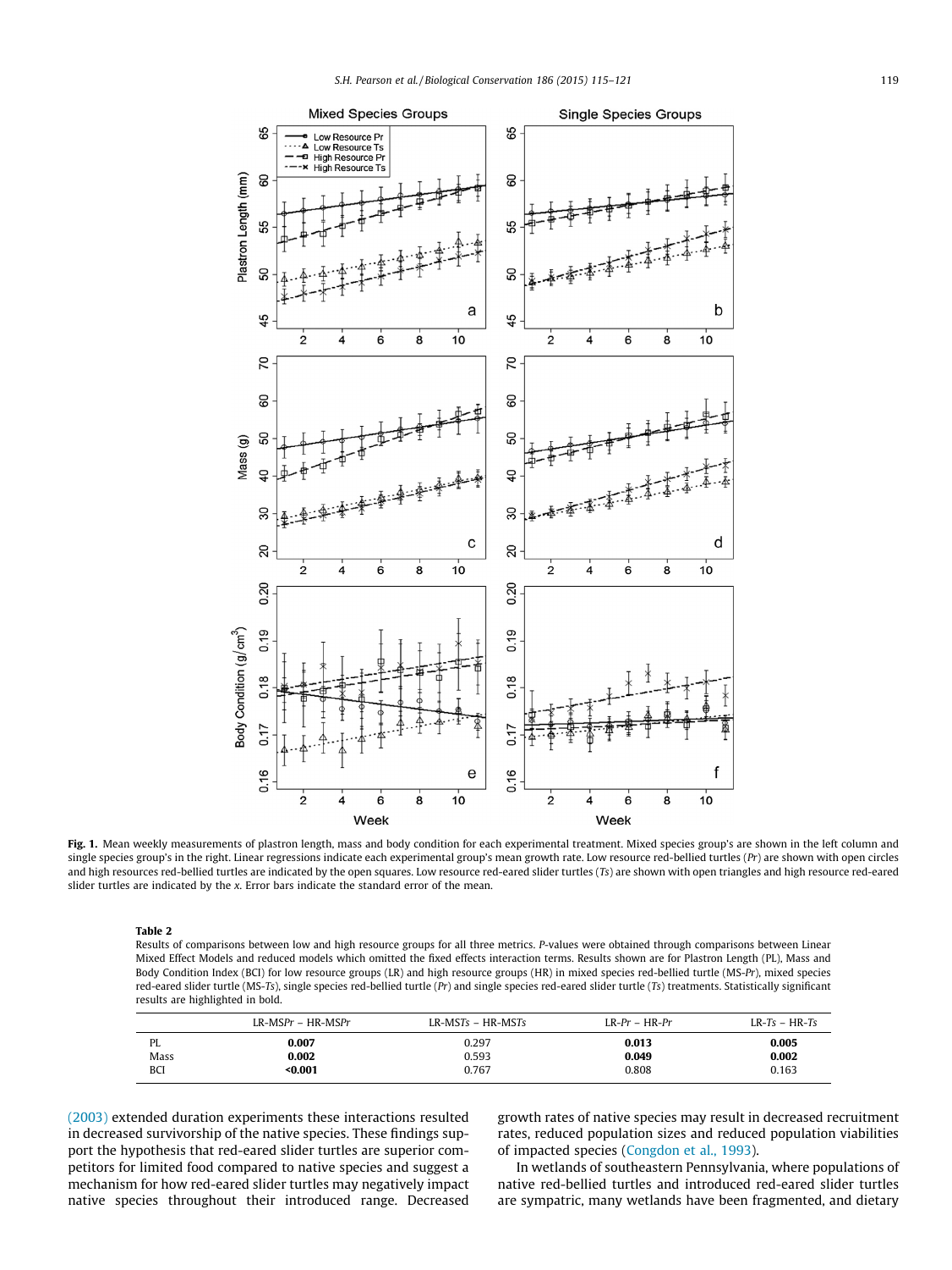**Fig. 1.** Mean weekly measurements of plastron length, mass and body condition for each experimental treatment. Mixed species group's are shown in the left column and single species group's in the right. Linear regressions indicate each experimental group's mean growth rate. Low resource red-bellied turtles (*Pr*) are shown with open circles and high resources red-bellied turtles are indicated by the open squares. Low resource red-eared slider turtles (*Ts*) are shown with open triangles and high resource red-eared slider turtles are indicated by the *x*. Error bars indicate the standard error of the mean.

**Table 2**
Results of comparisons between low and high resource groups for all three metrics. *P*-values were obtained through comparisons between Linear Mixed Effect Models and reduced models which omitted the fixed effects interaction terms. Results shown are for Plastron Length (PL), Mass and Body Condition Index (BCI) for low resource groups (LR) and high resource groups (HR) in mixed species red-bellied turtle (MS-*Pr*), mixed species red-eared slider turtle (MS-*Ts*), single species red-bellied turtle (*Pr*) and single species red-eared slider turtle (*Ts*) treatments. Statistically significant results are highlighted in bold.

| | LR-MS*Pr* – HR-MS*Pr* | LR-MS*Ts* – HR-MS*Ts* | LR-*Pr* – HR-*Pr* | LR-*Ts* – HR-*Ts* |
|---|---|---|---|---|
| PL | **0.007** | 0.297 | **0.013** | **0.005** |
| Mass | **0.002** | 0.593 | **0.049** | **0.002** |
| BCI | **<0.001** | 0.767 | 0.808 | 0.163 |

(2003) extended duration experiments these interactions resulted in decreased survivorship of the native species. These findings support the hypothesis that red-eared slider turtles are superior competitors for limited food compared to native species and suggest a mechanism for how red-eared slider turtles may negatively impact native species throughout their introduced range. Decreased growth rates of native species may result in decreased recruitment rates, reduced population sizes and reduced population viabilities of impacted species (Congdon et al., 1993).

In wetlands of southeastern Pennsylvania, where populations of native red-bellied turtles and introduced red-eared slider turtles are sympatric, many wetlands have been fragmented, and dietary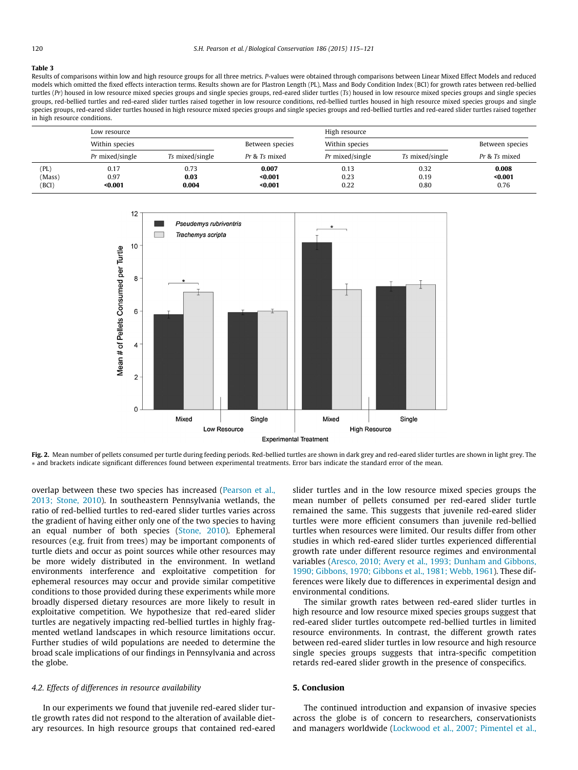**Table 3**

Results of comparisons within low and high resource groups for all three metrics. *P*-values were obtained through comparisons between Linear Mixed Effect Models and reduced models which omitted the fixed effects interaction terms. Results shown are for Plastron Length (PL), Mass and Body Condition Index (BCI) for growth rates between red-bellied turtles (*Pr*) housed in low resource mixed species groups and single species groups, red-eared slider turtles (*Ts*) housed in low resource mixed species groups and single species groups, red-bellied turtles and red-eared slider turtles raised together in low resource conditions, red-bellied turtles housed in high resource mixed species groups and single species groups, red-eared slider turtles housed in high resource mixed species groups and single species groups and red-bellied turtles and red-eared slider turtles raised together in high resource conditions.

| | Low resource | | | High resource | | |
|---|---|---|---|---|---|---|
| | Within species | | Between species | Within species | | Between species |
| | *Pr* mixed/single | *Ts* mixed/single | *Pr* & *Ts* mixed | *Pr* mixed/single | *Ts* mixed/single | *Pr* & *Ts* mixed |
| (PL) | 0.17 | 0.73 | **0.007** | 0.13 | 0.32 | **0.008** |
| (Mass) | 0.97 | **0.03** | **<0.001** | 0.23 | 0.19 | **<0.001** |
| (BCI) | **<0.001** | **0.004** | **<0.001** | 0.22 | 0.80 | 0.76 |

**Fig. 2.** Mean number of pellets consumed per turtle during feeding periods. Red-bellied turtles are shown in dark grey and red-eared slider turtles are shown in light grey. The * and brackets indicate significant differences found between experimental treatments. Error bars indicate the standard error of the mean.

overlap between these two species has increased (Pearson et al., 2013; Stone, 2010). In southeastern Pennsylvania wetlands, the ratio of red-bellied turtles to red-eared slider turtles varies across the gradient of having either only one of the two species to having an equal number of both species (Stone, 2010). Ephemeral resources (e.g. fruit from trees) may be important components of turtle diets and occur as point sources while other resources may be more widely distributed in the environment. In wetland environments interference and exploitative competition for ephemeral resources may occur and provide similar competitive conditions to those provided during these experiments while more broadly dispersed dietary resources are more likely to result in exploitative competition. We hypothesize that red-eared slider turtles are negatively impacting red-bellied turtles in highly fragmented wetland landscapes in which resource limitations occur. Further studies of wild populations are needed to determine the broad scale implications of our findings in Pennsylvania and across the globe.

### 4.2. Effects of differences in resource availability

In our experiments we found that juvenile red-eared slider turtle growth rates did not respond to the alteration of available dietary resources. In high resource groups that contained red-eared slider turtles and in the low resource mixed species groups the mean number of pellets consumed per red-eared slider turtle remained the same. This suggests that juvenile red-eared slider turtles were more efficient consumers than juvenile red-bellied turtles when resources were limited. Our results differ from other studies in which red-eared slider turtles experienced differential growth rate under different resource regimes and environmental variables (Aresco, 2010; Avery et al., 1993; Dunham and Gibbons, 1990; Gibbons, 1970; Gibbons et al., 1981; Webb, 1961). These differences were likely due to differences in experimental design and environmental conditions.

The similar growth rates between red-eared slider turtles in high resource and low resource mixed species groups suggest that red-eared slider turtles outcompete red-bellied turtles in limited resource environments. In contrast, the different growth rates between red-eared slider turtles in low resource and high resource single species groups suggests that intra-specific competition retards red-eared slider growth in the presence of conspecifics.

## 5. Conclusion

The continued introduction and expansion of invasive species across the globe is of concern to researchers, conservationists and managers worldwide (Lockwood et al., 2007; Pimentel et al.,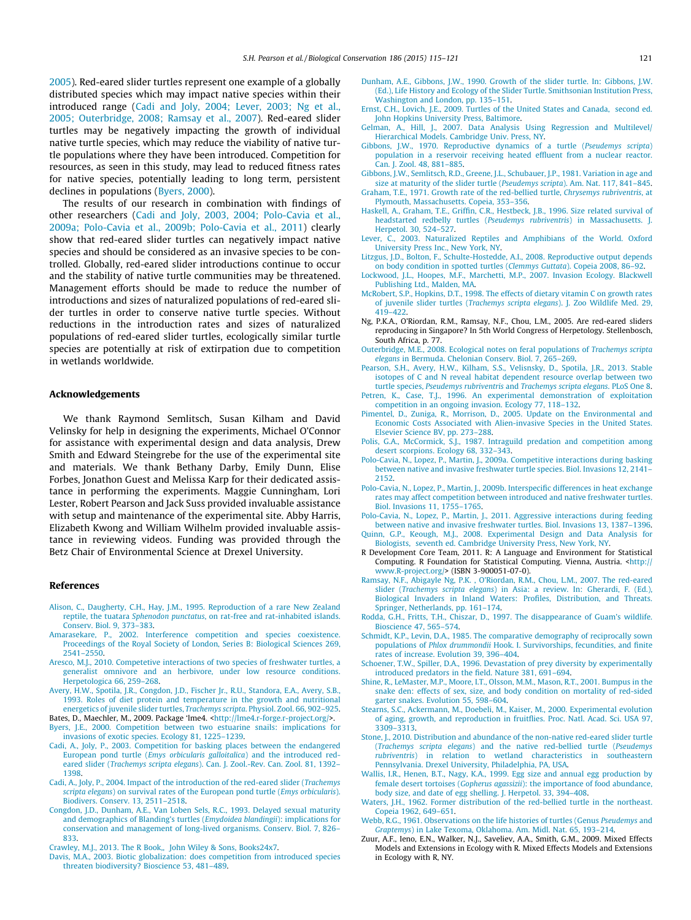2005). Red-eared slider turtles represent one example of a globally distributed species which may impact native species within their introduced range (Cadi and Joly, 2004; Lever, 2003; Ng et al., 2005; Outerbridge, 2008; Ramsay et al., 2007). Red-eared slider turtles may be negatively impacting the growth of individual native turtle species, which may reduce the viability of native turtle populations where they have been introduced. Competition for resources, as seen in this study, may lead to reduced fitness rates for native species, potentially leading to long term, persistent declines in populations (Byers, 2000).

The results of our research in combination with findings of other researchers (Cadi and Joly, 2003, 2004; Polo-Cavia et al., 2009a; Polo-Cavia et al., 2009b; Polo-Cavia et al., 2011) clearly show that red-eared slider turtles can negatively impact native species and should be considered as an invasive species to be controlled. Globally, red-eared slider introductions continue to occur and the stability of native turtle communities may be threatened. Management efforts should be made to reduce the number of introductions and sizes of naturalized populations of red-eared slider turtles in order to conserve native turtle species. Without reductions in the introduction rates and sizes of naturalized populations of red-eared slider turtles, ecologically similar turtle species are potentially at risk of extirpation due to competition in wetlands worldwide.

## Acknowledgements

We thank Raymond Semlitsch, Susan Kilham and David Velinsky for help in designing the experiments, Michael O'Connor for assistance with experimental design and data analysis, Drew Smith and Edward Steingrebe for the use of the experimental site and materials. We thank Bethany Darby, Emily Dunn, Elise Forbes, Jonathon Guest and Melissa Karp for their dedicated assistance in performing the experiments. Maggie Cunningham, Lori Lester, Robert Pearson and Jack Suss provided invaluable assistance with setup and maintenance of the experimental site. Abby Harris, Elizabeth Kwong and William Wilhelm provided invaluable assistance in reviewing videos. Funding was provided through the Betz Chair of Environmental Science at Drexel University.

## References

Alison, C., Daugherty, C.H., Hay, J.M., 1995. Reproduction of a rare New Zealand reptile, the tuatara *Sphenodon punctatus*, on rat-free and rat-inhabited islands. Conserv. Biol. 9, 373–383.

Amarasekare, P., 2002. Interference competition and species coexistence. Proceedings of the Royal Society of London, Series B: Biological Sciences 269, 2541–2550.

Aresco, M.J., 2010. Competetive interactions of two species of freshwater turtles, a generalist omnivore and an herbivore, under low resource conditions. Herpetologica 66, 259–268.

Avery, H.W., Spotila, J.R., Congdon, J.D., Fischer Jr., R.U., Standora, E.A., Avery, S.B., 1993. Roles of diet protein and temperature in the growth and nutritional energetics of juvenile slider turtles, *Trachemys scripta*. Physiol. Zool. 66, 902–925.

Bates, D., Maechler, M., 2009. Package 'lme4. <http://lme4.r-forge.r-project.org/>.

Byers, J.E., 2000. Competition between two estuarine snails: implications for invasions of exotic species. Ecology 81, 1225–1239.

Cadi, A., Joly, P., 2003. Competition for basking places between the endangered European pond turtle (*Emys orbicularis galloitalica*) and the introduced red-eared slider (*Trachemys scripta elegans*). Can. J. Zool.-Rev. Can. Zool. 81, 1392–1398.

Cadi, A., Joly, P., 2004. Impact of the introduction of the red-eared slider (*Trachemys scripta elegans*) on survival rates of the European pond turtle (*Emys orbicularis*). Biodivers. Conserv. 13, 2511–2518.

Congdon, J.D., Dunham, A.E., Van Loben Sels, R.C., 1993. Delayed sexual maturity and demographics of Blanding's turtles (*Emydoidea blandingii*): implications for conservation and management of long-lived organisms. Conserv. Biol. 7, 826–833.

Crawley, M.J., 2013. The R Book,. John Wiley & Sons, Books24x7.

Davis, M.A., 2003. Biotic globalization: does competition from introduced species threaten biodiversity? Bioscience 53, 481–489.

Dunham, A.E., Gibbons, J.W., 1990. Growth of the slider turtle. In: Gibbons, J.W. (Ed.), Life History and Ecology of the Slider Turtle. Smithsonian Institution Press, Washington and London, pp. 135–151.

Ernst, C.H., Lovich, J.E., 2009. Turtles of the United States and Canada, second ed. John Hopkins University Press, Baltimore.

Gelman, A., Hill, J., 2007. Data Analysis Using Regression and Multilevel/Hierarchical Models. Cambridge Univ. Press, NY.

Gibbons, J.W., 1970. Reproductive dynamics of a turtle (*Pseudemys scripta*) population in a reservoir receiving heated effluent from a nuclear reactor. Can. J. Zool. 48, 881–885.

Gibbons, J.W., Semlitsch, R.D., Greene, J.L., Schubauer, J.P., 1981. Variation in age and size at maturity of the slider turtle (*Pseudemys scripta*). Am. Nat. 117, 841–845.

Graham, T.E., 1971. Growth rate of the red-bellied turtle, *Chrysemys rubriventris*, at Plymouth, Massachusetts. Copeia, 353–356.

Haskell, A., Graham, T.E., Griffin, C.R., Hestbeck, J.B., 1996. Size related survival of headstarted redbelly turtles (*Pseudemys rubriventris*) in Massachusetts. J. Herpetol. 30, 524–527.

Lever, C., 2003. Naturalized Reptiles and Amphibians of the World. Oxford University Press Inc., New York, NY.

Litzgus, J.D., Bolton, F., Schulte-Hostedde, A.I., 2008. Reproductive output depends on body condition in spotted turtles (*Clemmys Guttata*). Copeia 2008, 86–92.

Lockwood, J.L., Hoopes, M.F., Marchetti, M.P., 2007. Invasion Ecology. Blackwell Publishing Ltd., Malden, MA.

McRobert, S.P., Hopkins, D.T., 1998. The effects of dietary vitamin C on growth rates of juvenile slider turtles (*Trachemys scripta elegans*). J. Zoo Wildlife Med. 29, 419–422.

Ng, P.K.A., O'Riordan, R.M., Ramsay, N.F., Chou, L.M., 2005. Are red-eared sliders reproducing in Singapore? In 5th World Congress of Herpetology. Stellenbosch, South Africa, p. 77.

Outerbridge, M.E., 2008. Ecological notes on feral populations of *Trachemys scripta elegans* in Bermuda. Chelonian Conserv. Biol. 7, 265–269.

Pearson, S.H., Avery, H.W., Kilham, S.S., Velinsky, D., Spotila, J.R., 2013. Stable isotopes of C and N reveal habitat dependent resource overlap between two turtle species, *Pseudemys rubriventris* and *Trachemys scripta elegans*. PLoS One 8.

Petren, K., Case, T.J., 1996. An experimental demonstration of exploitation competition in an ongoing invasion. Ecology 77, 118–132.

Pimentel, D., Zuniga, R., Morrison, D., 2005. Update on the Environmental and Economic Costs Associated with Alien-invasive Species in the United States. Elsevier Science BV, pp. 273–288.

Polis, G.A., McCormick, S.J., 1987. Intraguild predation and competition among desert scorpions. Ecology 68, 332–343.

Polo-Cavia, N., Lopez, P., Martin, J., 2009a. Competitive interactions during basking between native and invasive freshwater turtle species. Biol. Invasions 12, 2141–2152.

Polo-Cavia, N., Lopez, P., Martin, J., 2009b. Interspecific differences in heat exchange rates may affect competition between introduced and native freshwater turtles. Biol. Invasions 11, 1755–1765.

Polo-Cavia, N., Lopez, P., Martin, J., 2011. Aggressive interactions during feeding between native and invasive freshwater turtles. Biol. Invasions 13, 1387–1396.

Quinn, G.P., Keough, M.J., 2008. Experimental Design and Data Analysis for Biologists, seventh ed. Cambridge University Press, New York, NY.

R Development Core Team, 2011. R: A Language and Environment for Statistical Computing. R Foundation for Statistical Computing. Vienna, Austria. <http://www.R-project.org/> (ISBN 3-900051-07-0).

Ramsay, N.F., Abigayle Ng, P.K., O'Riordan, R.M., Chou, L.M., 2007. The red-eared slider (*Trachemys scripta elegans*) in Asia: a review. In: Gherardi, F. (Ed.), Biological Invaders in Inland Waters: Profiles, Distribution, and Threats. Springer, Netherlands, pp. 161–174.

Rodda, G.H., Fritts, T.H., Chiszar, D., 1997. The disappearance of Guam's wildlife. Bioscience 47, 565–574.

Schmidt, K.P., Levin, D.A., 1985. The comparative demography of reciprocally sown populations of *Phlox drummondii* Hook. I. Survivorships, fecundities, and finite rates of increase. Evolution 39, 396–404.

Schoener, T.W., Spiller, D.A., 1996. Devastation of prey diversity by experimentally introduced predators in the field. Nature 381, 691–694.

Shine, R., LeMaster, M.P., Moore, I.T., Olsson, M.M., Mason, R.T., 2001. Bumpus in the snake den: effects of sex, size, and body condition on mortality of red-sided garter snakes. Evolution 55, 598–604.

Stearns, S.C., Ackermann, M., Doebeli, M., Kaiser, M., 2000. Experimental evolution of aging, growth, and reproduction in fruitflies. Proc. Natl. Acad. Sci. USA 97, 3309–3313.

Stone, J., 2010. Distribution and abundance of the non-native red-eared slider turtle (*Trachemys scripta elegans*) and the native red-bellied turtle (*Pseudemys rubriventris*) in relation to wetland characteristics in southeastern Pennsylvania. Drexel University, Philadelphia, PA, USA.

Wallis, I.R., Henen, B.T., Nagy, K.A., 1999. Egg size and annual egg production by female desert tortoises (*Gopherus agassizii*): the importance of food abundance, body size, and date of egg shelling. J. Herpetol. 33, 394–408.

Waters, J.H., 1962. Former distribution of the red-bellied turtle in the northeast. Copeia 1962, 649–651.

Webb, R.G., 1961. Observations on the life histories of turtles (Genus *Pseudemys* and *Graptemys*) in Lake Texoma, Oklahoma. Am. Midl. Nat. 65, 193–214.

Zuur, A.F., Ieno, E.N., Walker, N.J., Saveliev, A.A., Smith, G.M., 2009. Mixed Effects Models and Extensions in Ecology with R. Mixed Effects Models and Extensions in Ecology with R, NY.